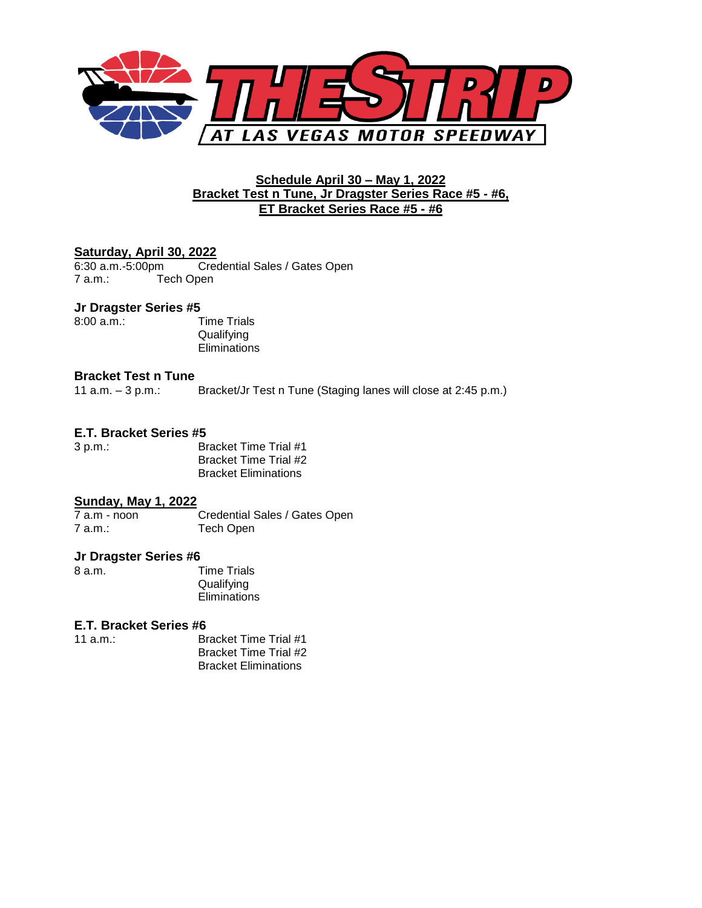# THE STRIP AT LAS VEGAS MOTOR SPEEDWAY

## Schedule April 30 – May 1, 2022
## Bracket Test n Tune, Jr Dragster Series Race #5 - #6, ET Bracket Series Race #5 - #6

### Saturday, April 30, 2022

6:30 a.m.-5:00pm Credential Sales / Gates Open
7 a.m.: Tech Open

**Jr Dragster Series #5**

8:00 a.m.: Time Trials
Qualifying
Eliminations

**Bracket Test n Tune**

11 a.m. – 3 p.m.: Bracket/Jr Test n Tune (Staging lanes will close at 2:45 p.m.)

**E.T. Bracket Series #5**

3 p.m.: Bracket Time Trial #1
Bracket Time Trial #2
Bracket Eliminations

### Sunday, May 1, 2022

7 a.m - noon Credential Sales / Gates Open
7 a.m.: Tech Open

**Jr Dragster Series #6**

8 a.m. Time Trials
Qualifying
Eliminations

**E.T. Bracket Series #6**

11 a.m.: Bracket Time Trial #1
Bracket Time Trial #2
Bracket Eliminations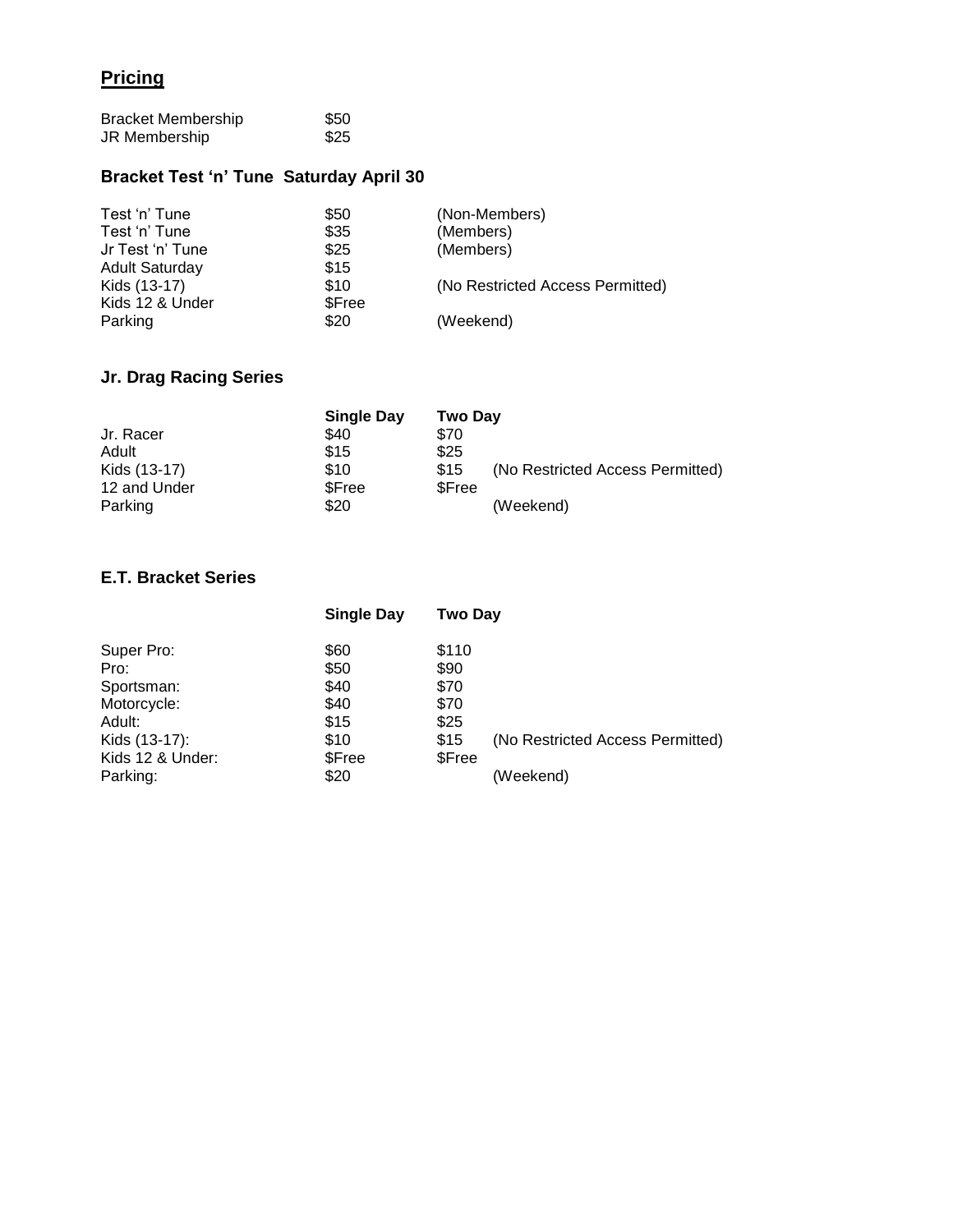## Pricing

| | |
|---|---|
| Bracket Membership | $50 |
| JR Membership | $25 |

### Bracket Test 'n' Tune  Saturday April 30

| | | |
|---|---|---|
| Test 'n' Tune | $50 | (Non-Members) |
| Test 'n' Tune | $35 | (Members) |
| Jr Test 'n' Tune | $25 | (Members) |
| Adult Saturday | $15 | |
| Kids (13-17) | $10 | (No Restricted Access Permitted) |
| Kids 12 & Under | $Free | |
| Parking | $20 | (Weekend) |

### Jr. Drag Racing Series

| | Single Day | Two Day | |
|---|---|---|---|
| Jr. Racer | $40 | $70 | |
| Adult | $15 | $25 | |
| Kids (13-17) | $10 | $15 | (No Restricted Access Permitted) |
| 12 and Under | $Free | $Free | |
| Parking | $20 | | (Weekend) |

### E.T. Bracket Series

| | Single Day | Two Day | |
|---|---|---|---|
| Super Pro: | $60 | $110 | |
| Pro: | $50 | $90 | |
| Sportsman: | $40 | $70 | |
| Motorcycle: | $40 | $70 | |
| Adult: | $15 | $25 | |
| Kids (13-17): | $10 | $15 | (No Restricted Access Permitted) |
| Kids 12 & Under: | $Free | $Free | |
| Parking: | $20 | | (Weekend) |